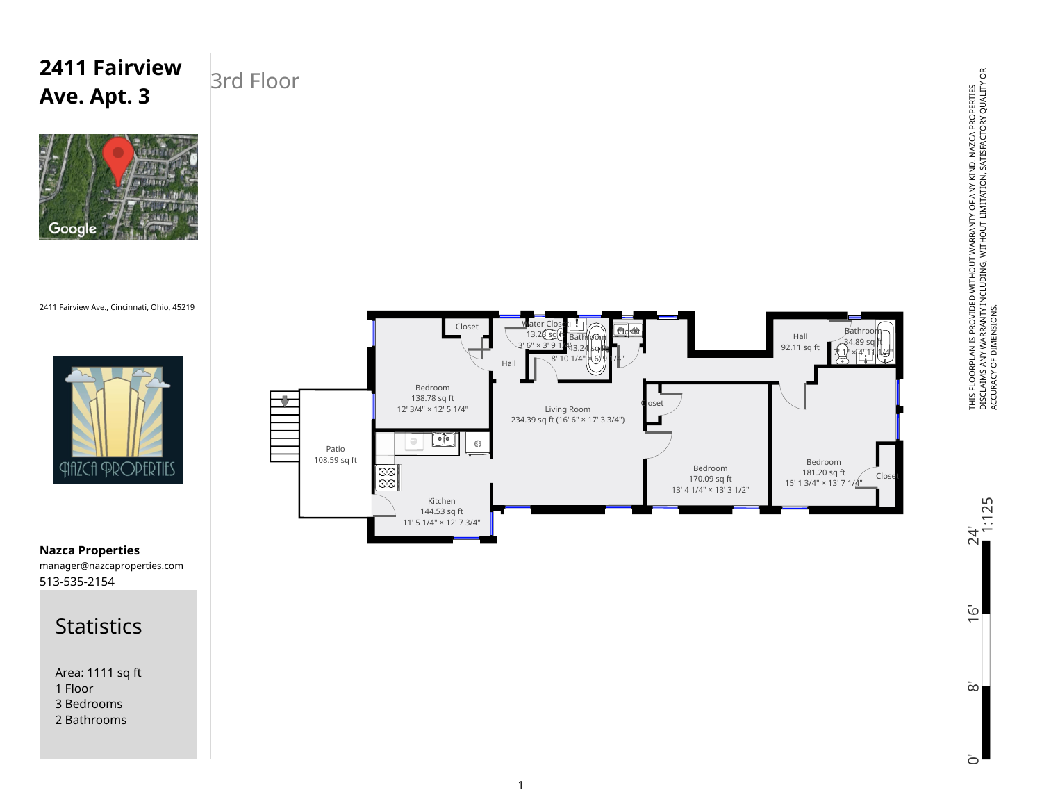# 2411 Fairview Ave. Apt. 3

## 3rd Floor

2411 Fairview Ave., Cincinnati, Ohio, 45219

Bedroom
138.78 sq ft
12' 3/4" × 12' 5 1/4"

Closet

Water Closet
13.28 sq ft
3' 6" × 3' 9 1/4"

Bathroom
43.24 sq ft
8' 10 1/4" × 6' 9 1/4"

Closet

Hall

Living Room
234.39 sq ft (16' 6" × 17' 3 3/4")

Patio
108.59 sq ft

Kitchen
144.53 sq ft
11' 5 1/4" × 12' 7 3/4"

Closet

Bedroom
170.09 sq ft
13' 4 1/4" × 13' 3 1/2"

Hall
92.11 sq ft

Bathroom
34.89 sq ft
7' 1" × 4' 11 1/4"

Bedroom
181.20 sq ft
15' 1 3/4" × 13' 7 1/4"

Closet

THIS FLOORPLAN IS PROVIDED WITHOUT WARRANTY OF ANY KIND. NAZCA PROPERTIES DISCLAIMS ANY WARRANTY INCLUDING, WITHOUT LIMITATION, SATISFACTORY QUALITY OR ACCURACY OF DIMENSIONS.

1:125

0' 8' 16' 24'

**Nazca Properties**
manager@nazcaproperties.com
513-535-2154

## Statistics

Area: 1111 sq ft
1 Floor
3 Bedrooms
2 Bathrooms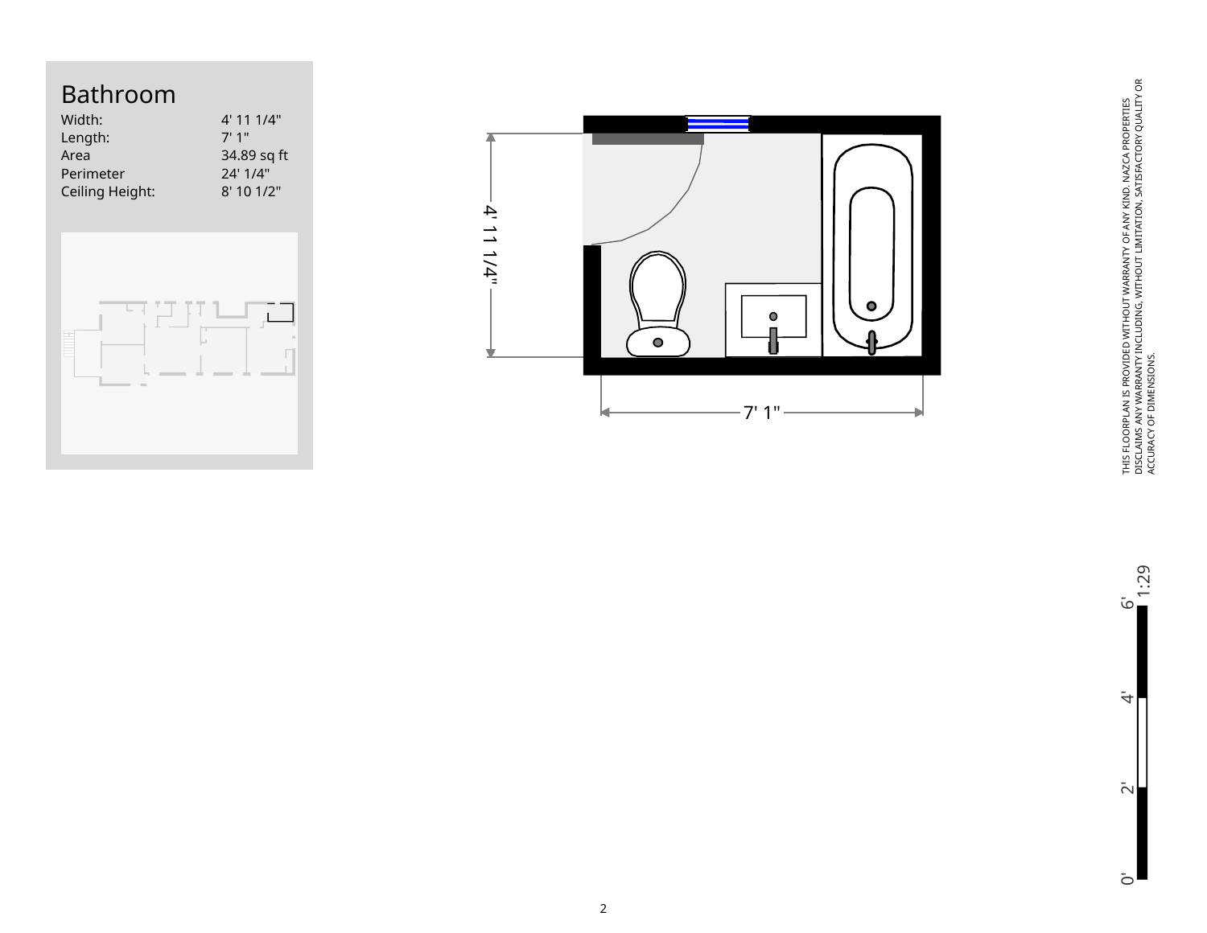# Bathroom

| | |
|---|---|
| Width: | 4' 11 1/4" |
| Length: | 7' 1" |
| Area | 34.89 sq ft |
| Perimeter | 24' 1/4" |
| Ceiling Height: | 8' 10 1/2" |

4' 11 1/4"

7' 1"

THIS FLOORPLAN IS PROVIDED WITHOUT WARRANTY OF ANY KIND. NAZCA PROPERTIES DISCLAIMS ANY WARRANTY INCLUDING, WITHOUT LIMITATION, SATISFACTORY QUALITY OR ACCURACY OF DIMENSIONS.

1:29

0' 2' 4' 6'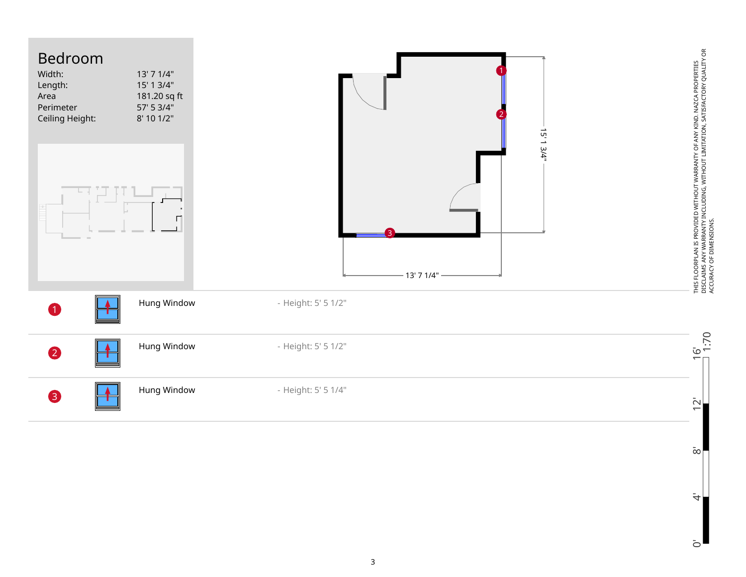# Bedroom

| | |
|---|---|
| Width: | 13' 7 1/4" |
| Length: | 15' 1 3/4" |
| Area | 181.20 sq ft |
| Perimeter | 57' 5 3/4" |
| Ceiling Height: | 8' 10 1/2" |

15' 1 3/4"

13' 7 1/4"

| # | Type | Details |
|---|---|---|
| 1 | Hung Window | - Height: 5' 5 1/2" |
| 2 | Hung Window | - Height: 5' 5 1/2" |
| 3 | Hung Window | - Height: 5' 5 1/4" |

THIS FLOORPLAN IS PROVIDED WITHOUT WARRANTY OF ANY KIND. NAZCA PROPERTIES DISCLAIMS ANY WARRANTY INCLUDING, WITHOUT LIMITATION, SATISFACTORY QUALITY OR ACCURACY OF DIMENSIONS.

1:70

0' 4' 8' 12' 16'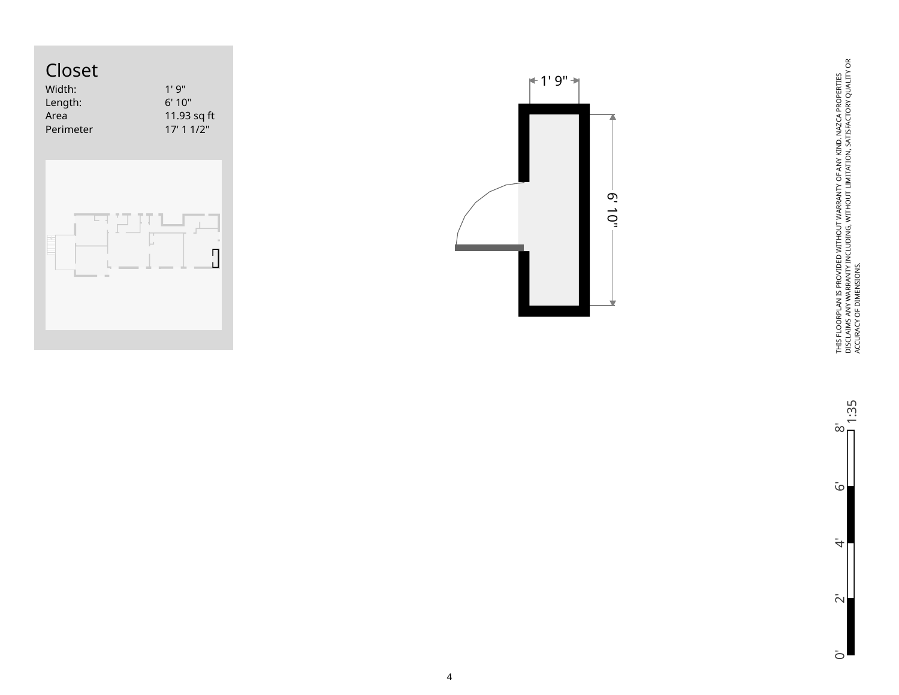# Closet

| | |
|---|---|
| Width: | 1' 9" |
| Length: | 6' 10" |
| Area | 11.93 sq ft |
| Perimeter | 17' 1 1/2" |

1' 9"

6' 10"

THIS FLOORPLAN IS PROVIDED WITHOUT WARRANTY OF ANY KIND. NAZCA PROPERTIES DISCLAIMS ANY WARRANTY INCLUDING, WITHOUT LIMITATION, SATISFACTORY QUALITY OR ACCURACY OF DIMENSIONS.

1:35

0' 2' 4' 6' 8'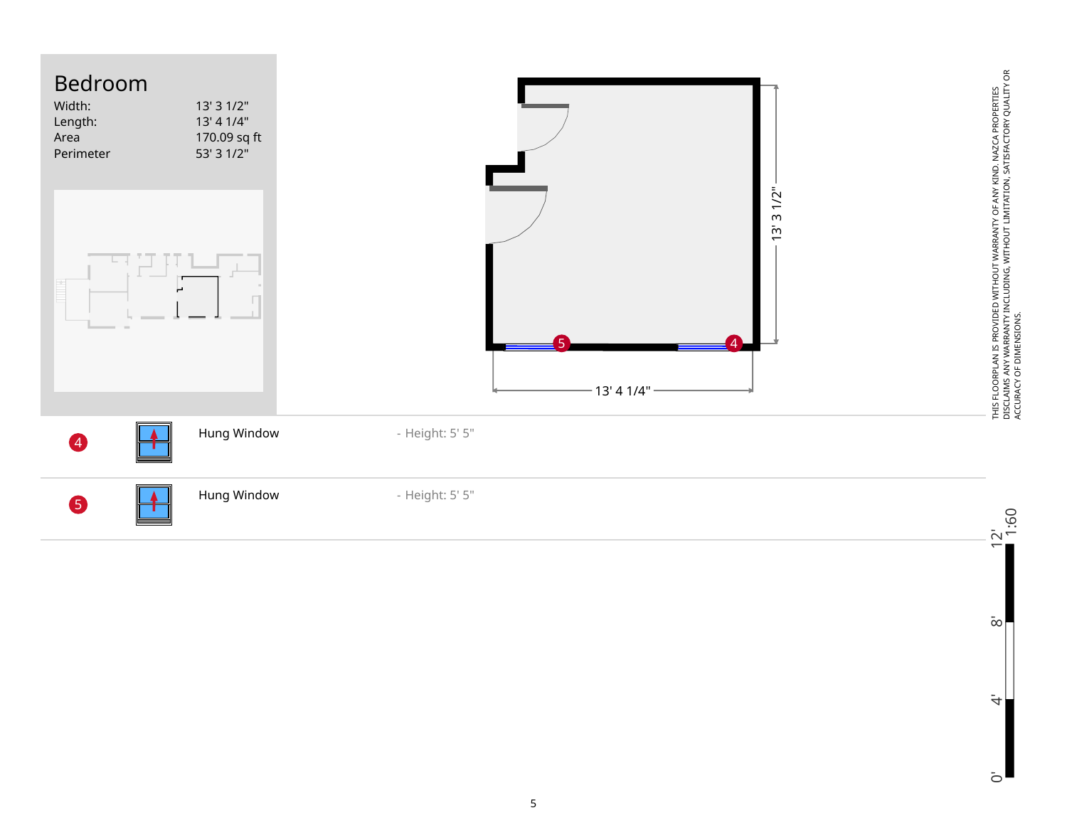# Bedroom

| | |
|---|---|
| Width: | 13' 3 1/2" |
| Length: | 13' 4 1/4" |
| Area | 170.09 sq ft |
| Perimeter | 53' 3 1/2" |

13' 3 1/2"

13' 4 1/4"

| | Type | Details |
|---|---|---|
| 4 | Hung Window | - Height: 5' 5" |
| 5 | Hung Window | - Height: 5' 5" |

THIS FLOORPLAN IS PROVIDED WITHOUT WARRANTY OF ANY KIND. NAZCA PROPERTIES DISCLAIMS ANY WARRANTY INCLUDING, WITHOUT LIMITATION, SATISFACTORY QUALITY OR ACCURACY OF DIMENSIONS.

1:60

0' 4' 8' 12'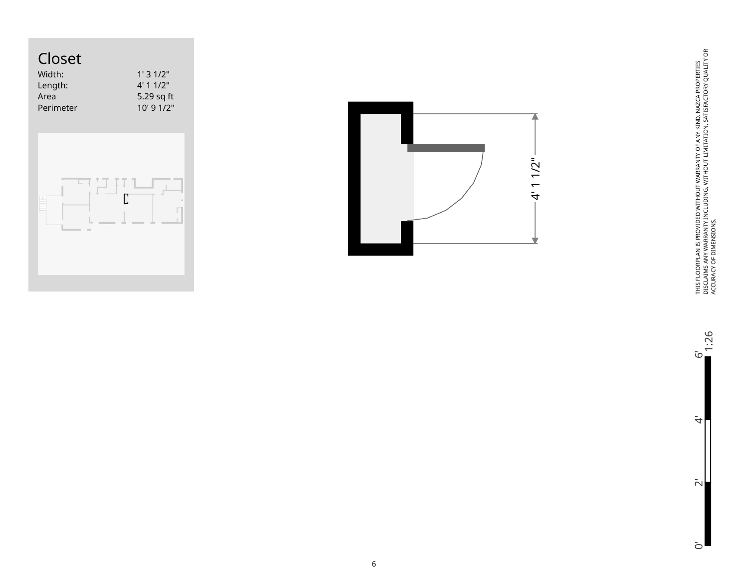# Closet

| Width: | 1' 3 1/2" |
|---|---|
| Length: | 4' 1 1/2" |
| Area | 5.29 sq ft |
| Perimeter | 10' 9 1/2" |

4' 1 1/2"

THIS FLOORPLAN IS PROVIDED WITHOUT WARRANTY OF ANY KIND. NAZCA PROPERTIES DISCLAIMS ANY WARRANTY INCLUDING, WITHOUT LIMITATION, SATISFACTORY QUALITY OR ACCURACY OF DIMENSIONS.

1:26

0' 2' 4' 6'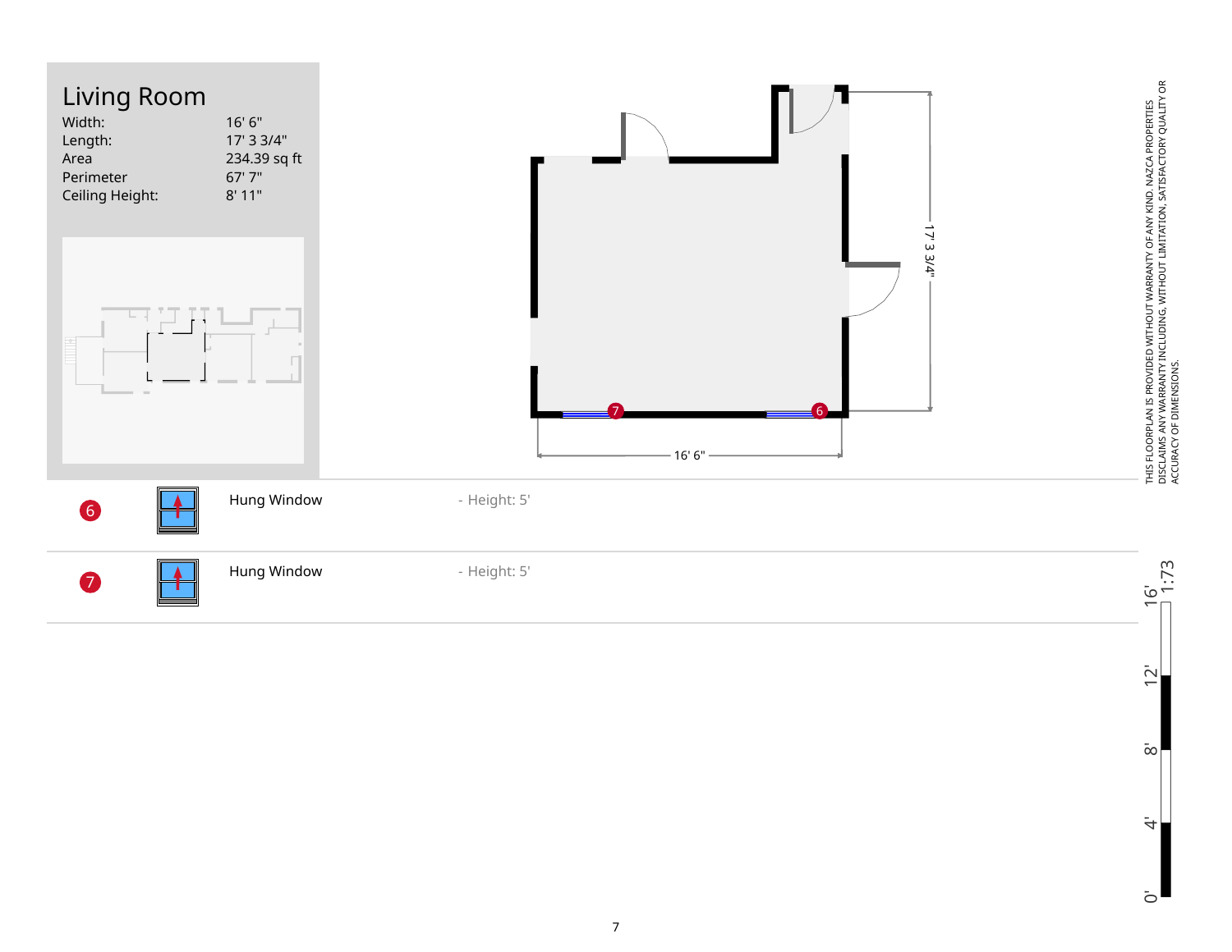# Living Room

| | |
|---|---|
| Width: | 16' 6" |
| Length: | 17' 3 3/4" |
| Area | 234.39 sq ft |
| Perimeter | 67' 7" |
| Ceiling Height: | 8' 11" |

17' 3 3/4"

16' 6"

| | | |
|---|---|---|
| 6 | Hung Window | - Height: 5' |
| 7 | Hung Window | - Height: 5' |

THIS FLOORPLAN IS PROVIDED WITHOUT WARRANTY OF ANY KIND. NAZCA PROPERTIES DISCLAIMS ANY WARRANTY INCLUDING, WITHOUT LIMITATION, SATISFACTORY QUALITY OR ACCURACY OF DIMENSIONS.

1:73

0' 4' 8' 12' 16'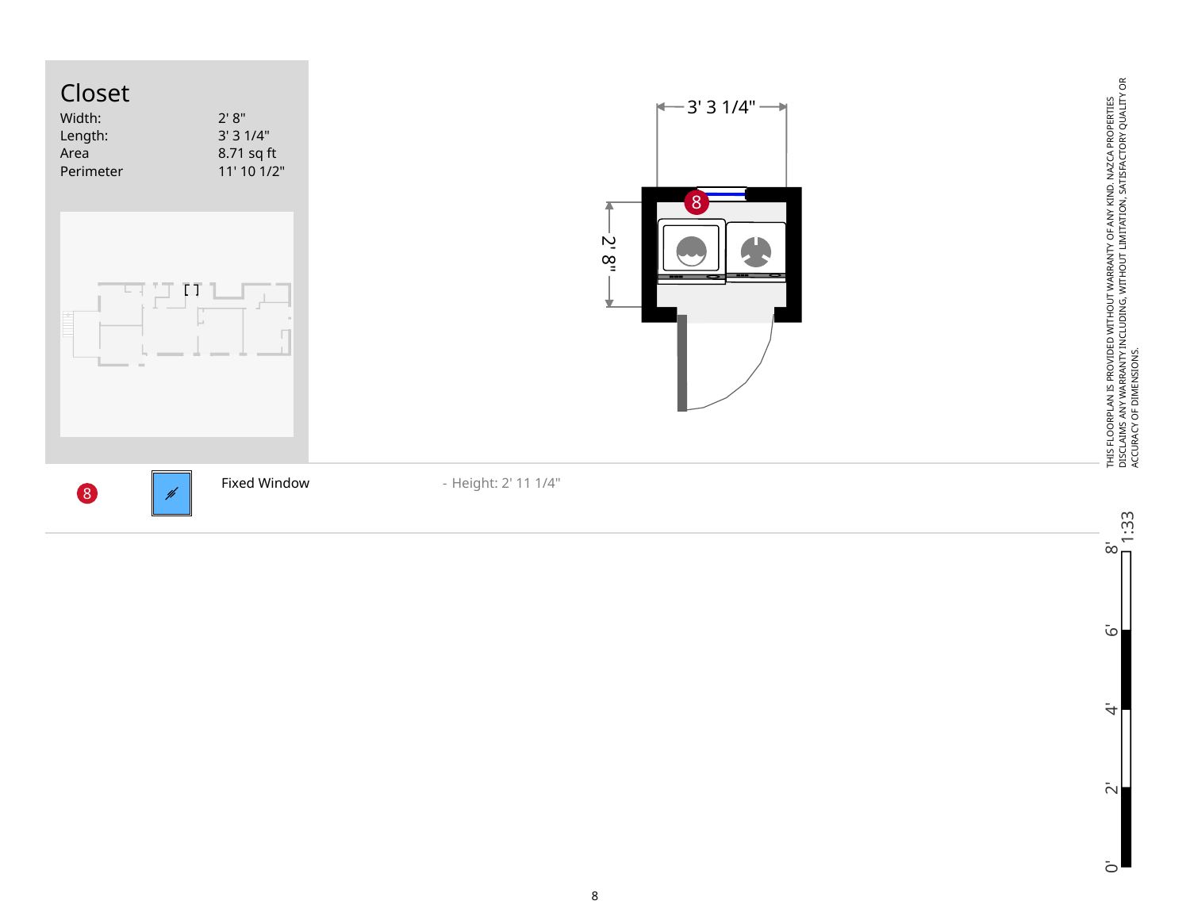# Closet

| | |
|---|---|
| Width: | 2' 8" |
| Length: | 3' 3 1/4" |
| Area | 8.71 sq ft |
| Perimeter | 11' 10 1/2" |

3' 3 1/4"

2' 8"

| | | | |
|---|---|---|---|
| 8 | | Fixed Window | - Height: 2' 11 1/4" |

THIS FLOORPLAN IS PROVIDED WITHOUT WARRANTY OF ANY KIND. NAZCA PROPERTIES DISCLAIMS ANY WARRANTY INCLUDING, WITHOUT LIMITATION, SATISFACTORY QUALITY OR ACCURACY OF DIMENSIONS.

1:33

0' 2' 4' 6' 8'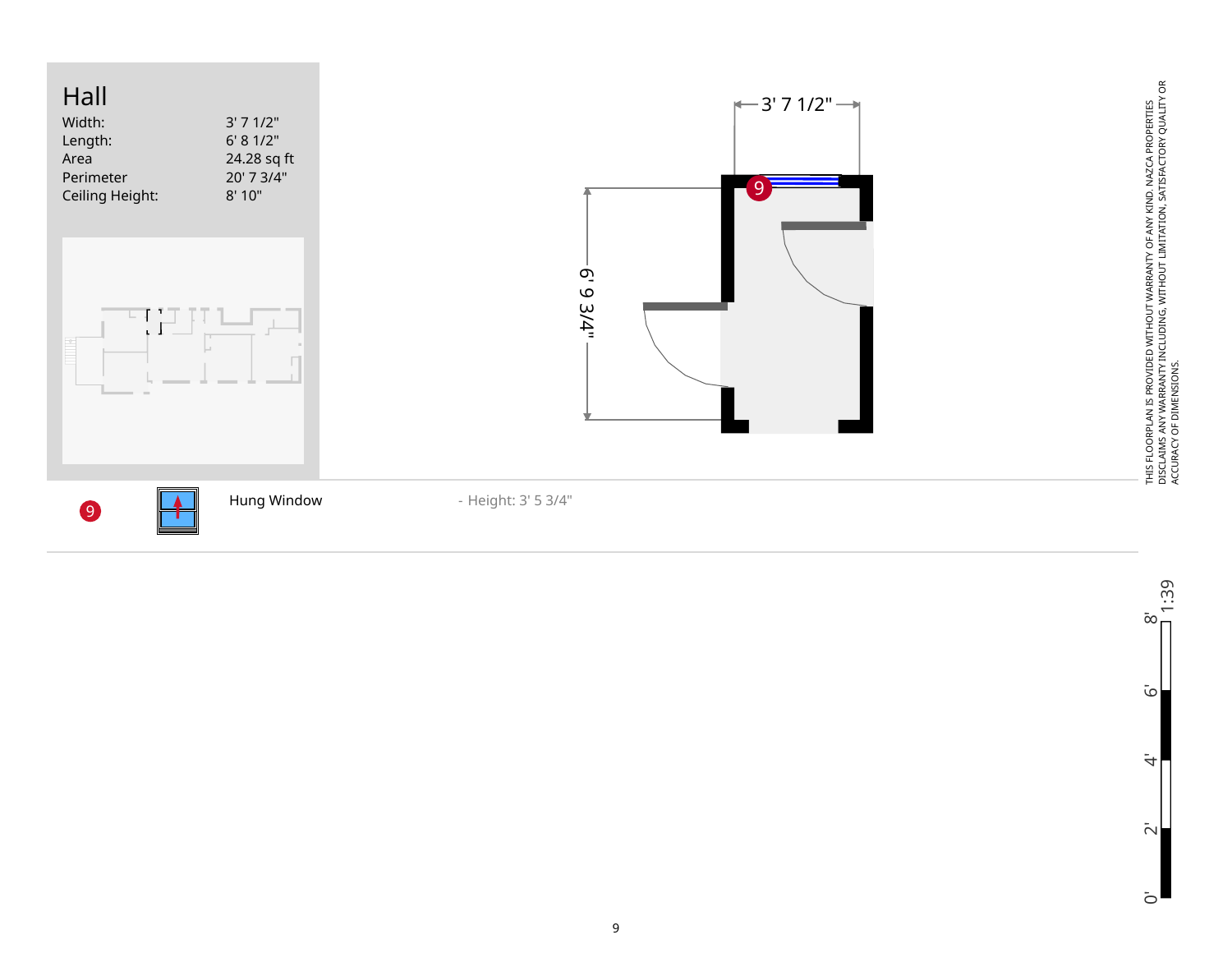# Hall

| | |
|---|---|
| Width: | 3' 7 1/2" |
| Length: | 6' 8 1/2" |
| Area | 24.28 sq ft |
| Perimeter | 20' 7 3/4" |
| Ceiling Height: | 8' 10" |

3' 7 1/2"

6' 9 3/4"

| | | | |
|---|---|---|---|
| 9 | | Hung Window | - Height: 3' 5 3/4" |

THIS FLOORPLAN IS PROVIDED WITHOUT WARRANTY OF ANY KIND. NAZCA PROPERTIES DISCLAIMS ANY WARRANTY INCLUDING, WITHOUT LIMITATION, SATISFACTORY QUALITY OR ACCURACY OF DIMENSIONS.

0' 2' 4' 6' 8' 1:39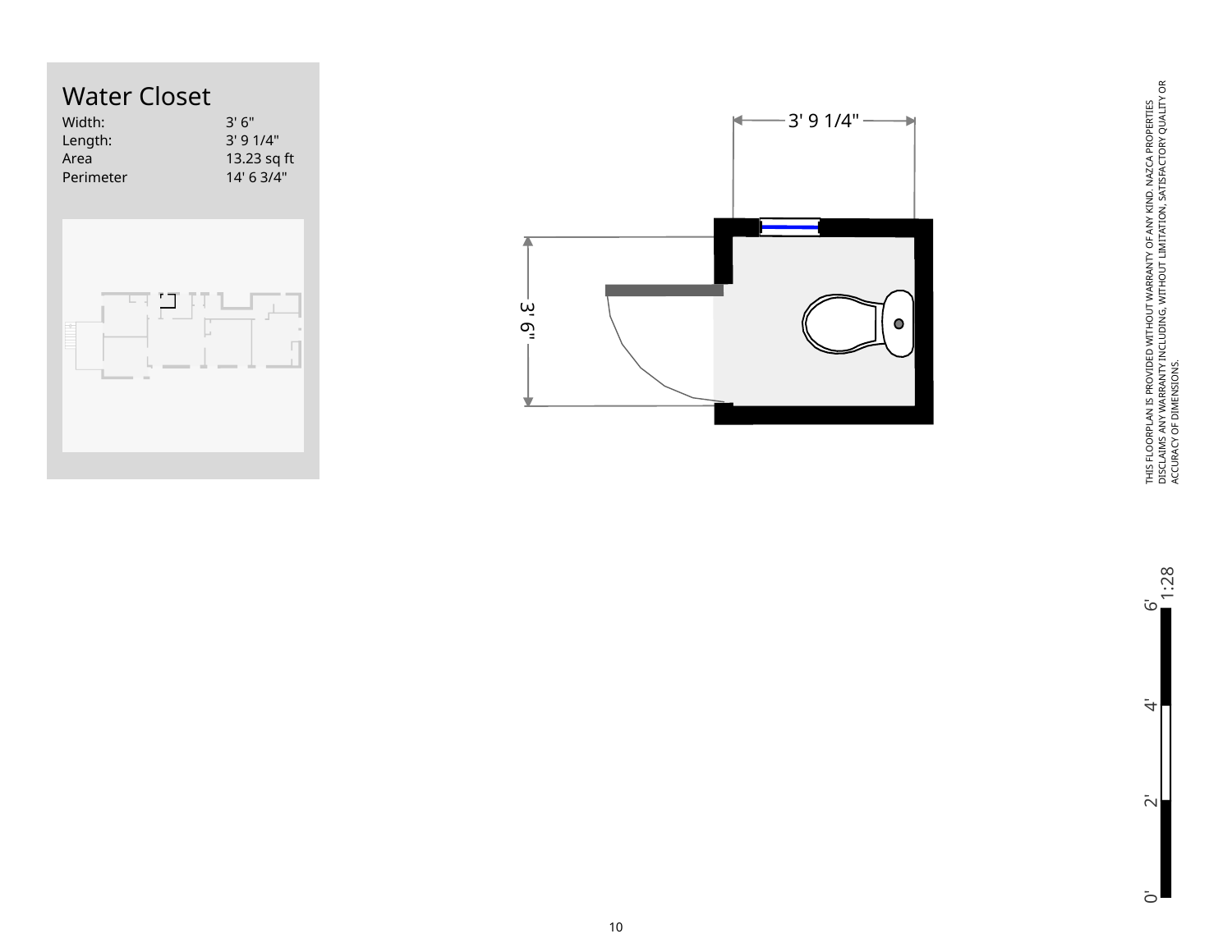# Water Closet

| Width: | 3' 6" |
| --- | --- |
| Length: | 3' 9 1/4" |
| Area | 13.23 sq ft |
| Perimeter | 14' 6 3/4" |

3' 9 1/4"

3' 6"

THIS FLOORPLAN IS PROVIDED WITHOUT WARRANTY OF ANY KIND. NAZCA PROPERTIES DISCLAIMS ANY WARRANTY INCLUDING, WITHOUT LIMITATION, SATISFACTORY QUALITY OR ACCURACY OF DIMENSIONS.

1:28

0' 2' 4' 6'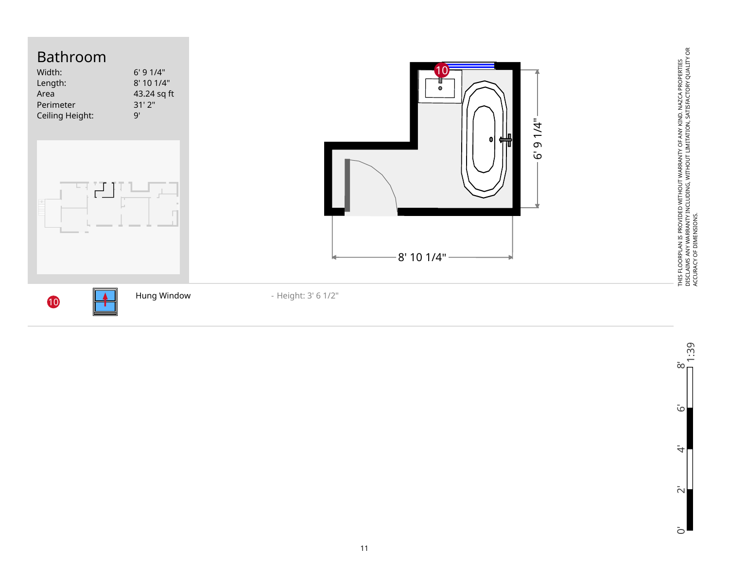# Bathroom

| | |
|---|---|
| Width: | 6' 9 1/4" |
| Length: | 8' 10 1/4" |
| Area | 43.24 sq ft |
| Perimeter | 31' 2" |
| Ceiling Height: | 9' |

6' 9 1/4"

8' 10 1/4"

| | | |
|---|---|---|
| 10 | Hung Window | - Height: 3' 6 1/2" |

THIS FLOORPLAN IS PROVIDED WITHOUT WARRANTY OF ANY KIND. NAZCA PROPERTIES DISCLAIMS ANY WARRANTY INCLUDING, WITHOUT LIMITATION, SATISFACTORY QUALITY OR ACCURACY OF DIMENSIONS.

1:39

0' 2' 4' 6' 8'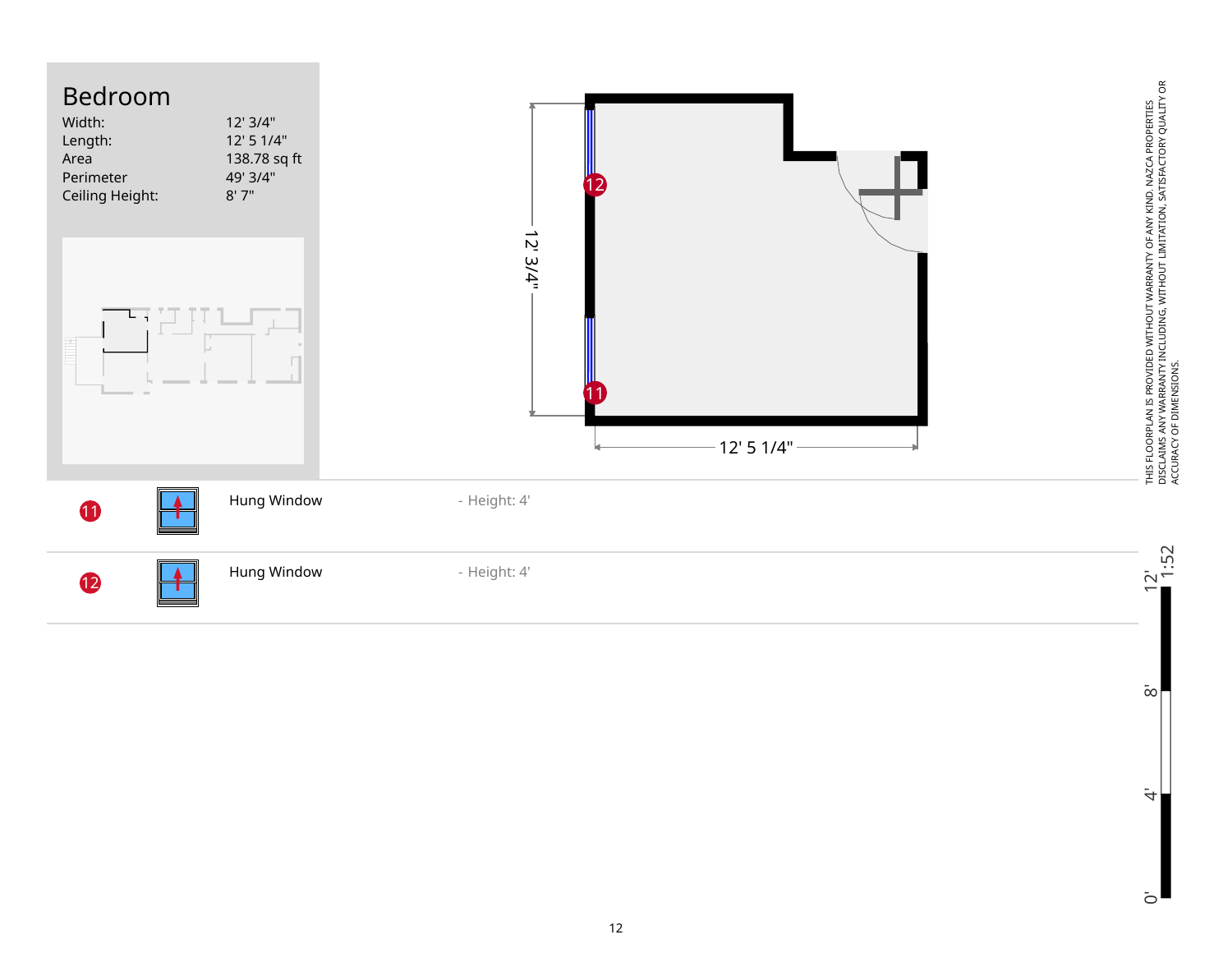# Bedroom

| | |
|---|---|
| Width: | 12' 3/4" |
| Length: | 12' 5 1/4" |
| Area | 138.78 sq ft |
| Perimeter | 49' 3/4" |
| Ceiling Height: | 8' 7" |

12' 3/4"

12' 5 1/4"

| | | | |
|---|---|---|---|
| 11 | | Hung Window | - Height: 4' |
| 12 | | Hung Window | - Height: 4' |

THIS FLOORPLAN IS PROVIDED WITHOUT WARRANTY OF ANY KIND. NAZCA PROPERTIES DISCLAIMS ANY WARRANTY INCLUDING, WITHOUT LIMITATION, SATISFACTORY QUALITY OR ACCURACY OF DIMENSIONS.

1:52

0' 4' 8' 12'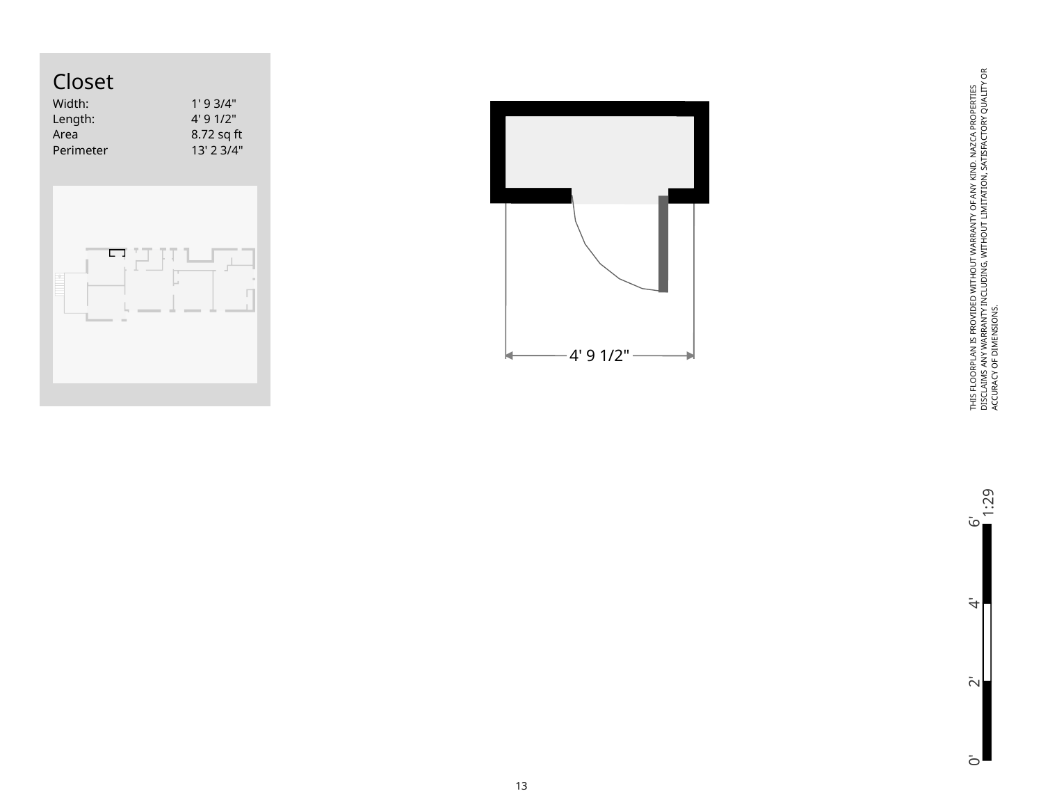# Closet

| | |
|---|---|
| Width: | 1' 9 3/4" |
| Length: | 4' 9 1/2" |
| Area | 8.72 sq ft |
| Perimeter | 13' 2 3/4" |

4' 9 1/2"

THIS FLOORPLAN IS PROVIDED WITHOUT WARRANTY OF ANY KIND. NAZCA PROPERTIES DISCLAIMS ANY WARRANTY INCLUDING, WITHOUT LIMITATION, SATISFACTORY QUALITY OR ACCURACY OF DIMENSIONS.

0' 2' 4' 6' 1:29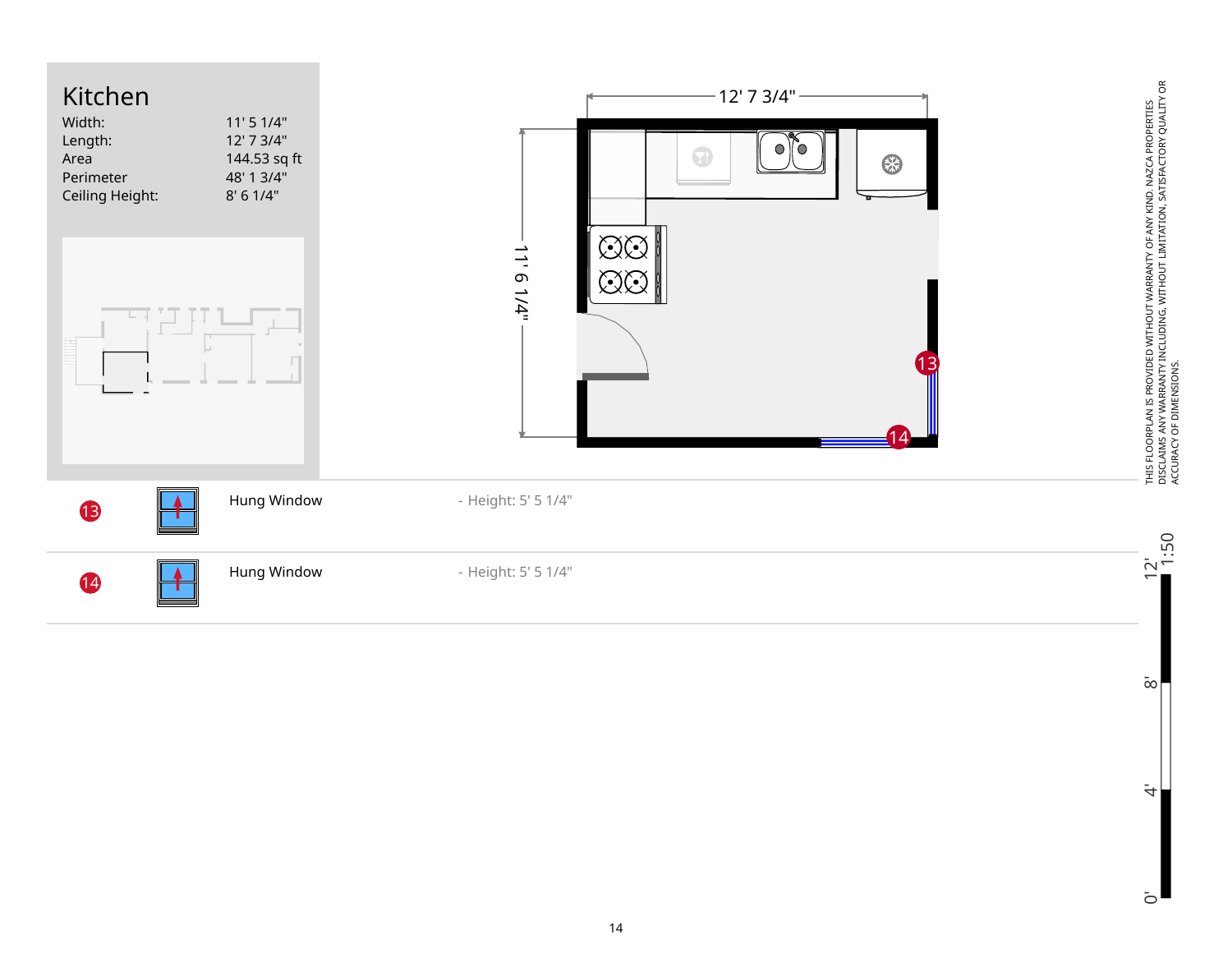# Kitchen

| | |
|---|---|
| Width: | 11' 5 1/4" |
| Length: | 12' 7 3/4" |
| Area | 144.53 sq ft |
| Perimeter | 48' 1 3/4" |
| Ceiling Height: | 8' 6 1/4" |

12' 7 3/4"

11' 6 1/4"

| # | | Type | Details |
|---|---|---|---|
| 13 | | Hung Window | - Height: 5' 5 1/4" |
| 14 | | Hung Window | - Height: 5' 5 1/4" |

THIS FLOORPLAN IS PROVIDED WITHOUT WARRANTY OF ANY KIND. NAZCA PROPERTIES DISCLAIMS ANY WARRANTY INCLUDING, WITHOUT LIMITATION, SATISFACTORY QUALITY OR ACCURACY OF DIMENSIONS.

1:50

0' 4' 8' 12'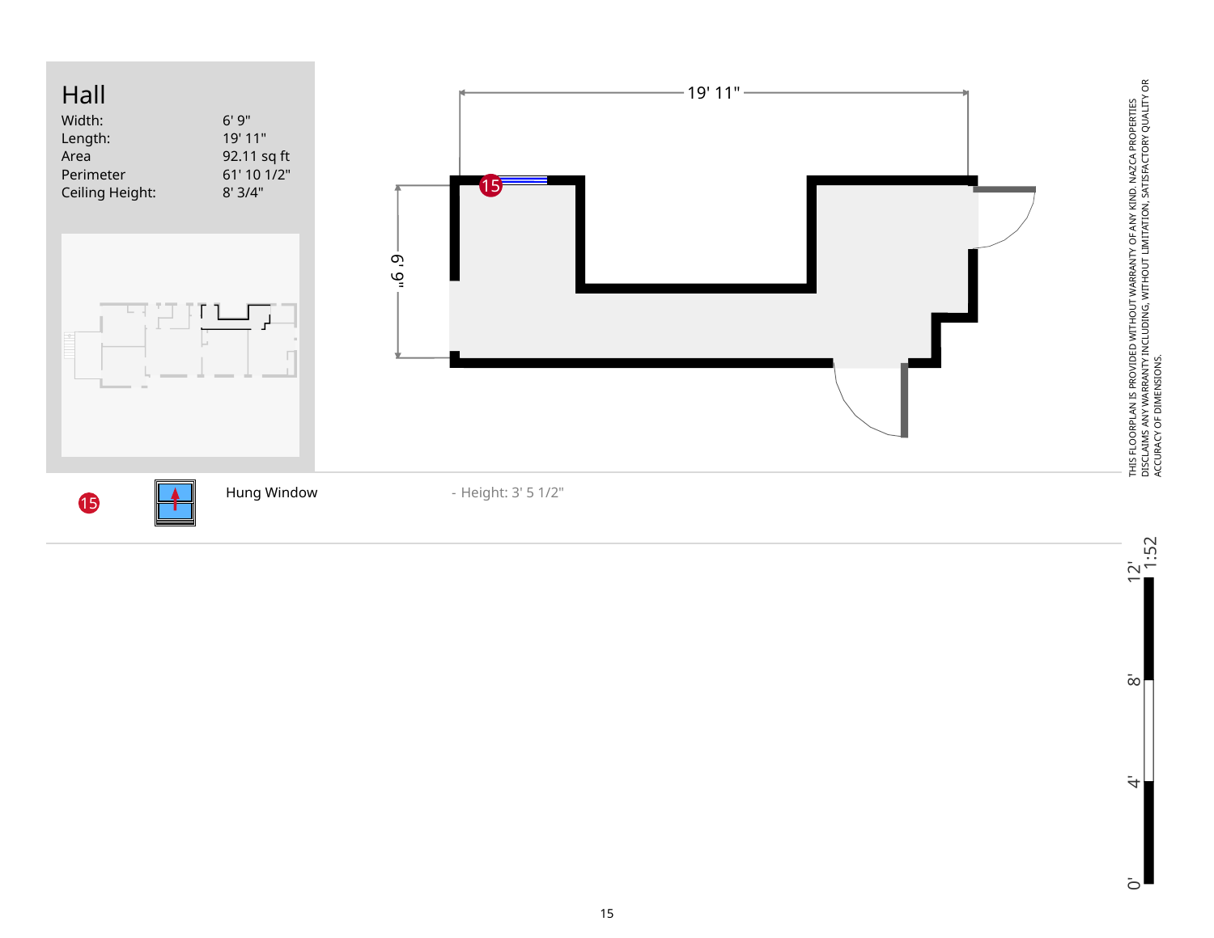# Hall

| | |
|---|---|
| Width: | 6' 9" |
| Length: | 19' 11" |
| Area | 92.11 sq ft |
| Perimeter | 61' 10 1/2" |
| Ceiling Height: | 8' 3/4" |

19' 11"

6' 9"

| | | | |
|---|---|---|---|
| 15 | | Hung Window | - Height: 3' 5 1/2" |

THIS FLOORPLAN IS PROVIDED WITHOUT WARRANTY OF ANY KIND. NAZCA PROPERTIES DISCLAIMS ANY WARRANTY INCLUDING, WITHOUT LIMITATION, SATISFACTORY QUALITY OR ACCURACY OF DIMENSIONS.

1:52

0' 4' 8' 12'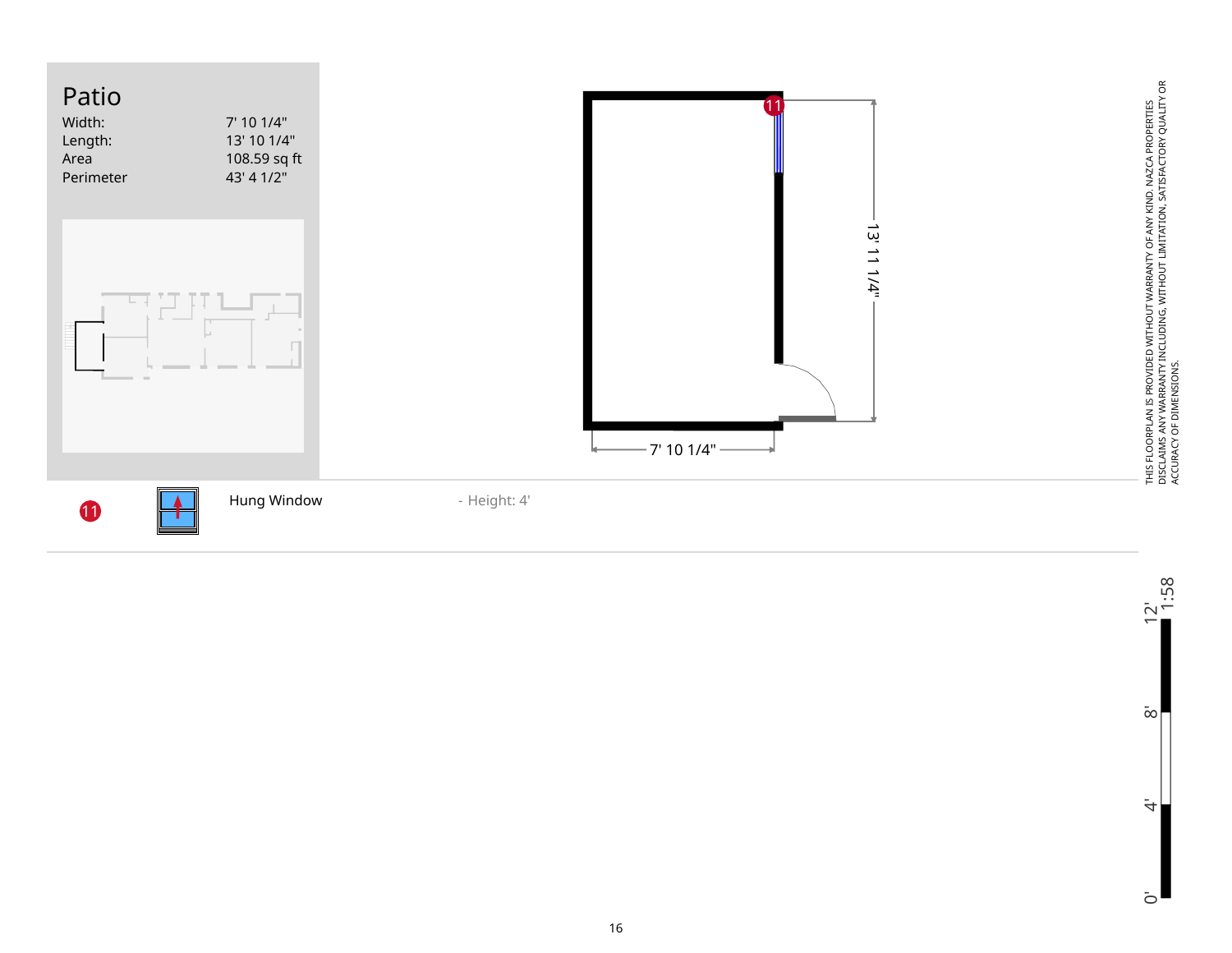# Patio

| | |
|---|---|
| Width: | 7' 10 1/4" |
| Length: | 13' 10 1/4" |
| Area | 108.59 sq ft |
| Perimeter | 43' 4 1/2" |

13' 11 1/4"

7' 10 1/4"

11

| | | | |
|---|---|---|---|
| 11 | | Hung Window | - Height: 4' |

THIS FLOORPLAN IS PROVIDED WITHOUT WARRANTY OF ANY KIND. NAZCA PROPERTIES DISCLAIMS ANY WARRANTY INCLUDING, WITHOUT LIMITATION, SATISFACTORY QUALITY OR ACCURACY OF DIMENSIONS.

1:58

12'

8'

4'

0'